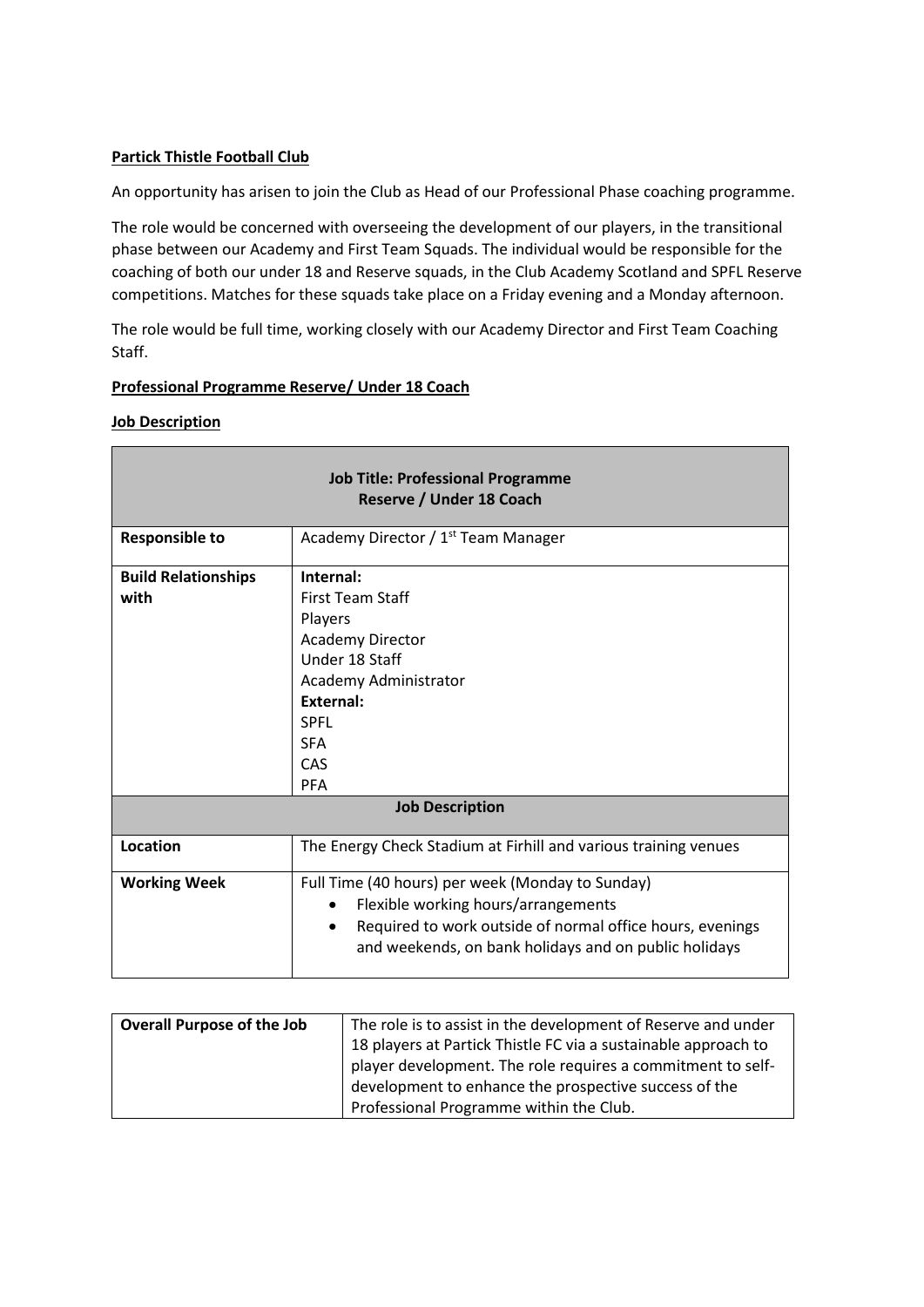**Partick Thistle Football Club**

An opportunity has arisen to join the Club as Head of our Professional Phase coaching programme.

The role would be concerned with overseeing the development of our players, in the transitional phase between our Academy and First Team Squads. The individual would be responsible for the coaching of both our under 18 and Reserve squads, in the Club Academy Scotland and SPFL Reserve competitions. Matches for these squads take place on a Friday evening and a Monday afternoon.

The role would be full time, working closely with our Academy Director and First Team Coaching Staff.

**Professional Programme Reserve/ Under 18 Coach**

**Job Description**

| **Job Title: Professional Programme Reserve / Under 18 Coach** | |
|---|---|
| **Responsible to** | Academy Director / 1st Team Manager |
| **Build Relationships with** | **Internal:**<br>First Team Staff<br>Players<br>Academy Director<br>Under 18 Staff<br>Academy Administrator<br>**External:**<br>SPFL<br>SFA<br>CAS<br>PFA |
| **Job Description** | |
| **Location** | The Energy Check Stadium at Firhill and various training venues |
| **Working Week** | Full Time (40 hours) per week (Monday to Sunday)<br>• Flexible working hours/arrangements<br>• Required to work outside of normal office hours, evenings and weekends, on bank holidays and on public holidays |

| **Overall Purpose of the Job** | The role is to assist in the development of Reserve and under 18 players at Partick Thistle FC via a sustainable approach to player development. The role requires a commitment to self-development to enhance the prospective success of the Professional Programme within the Club. |
|---|---|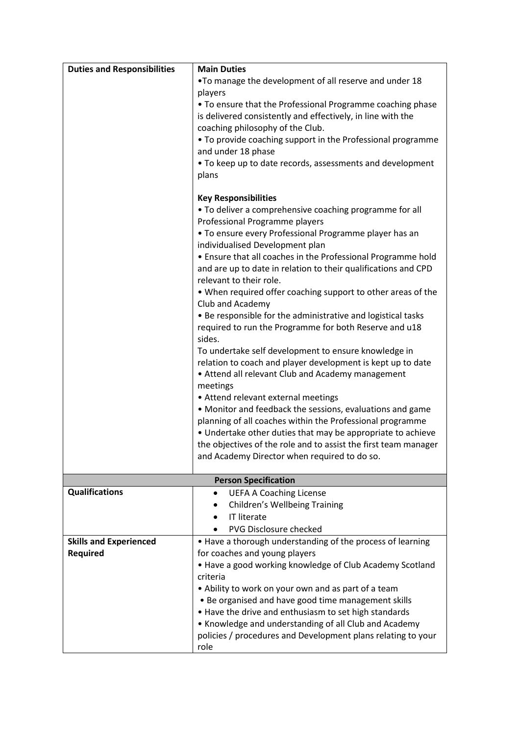| Duties and Responsibilities | **Main Duties**<br>•To manage the development of all reserve and under 18 players<br>• To ensure that the Professional Programme coaching phase is delivered consistently and effectively, in line with the coaching philosophy of the Club.<br>• To provide coaching support in the Professional programme and under 18 phase<br>• To keep up to date records, assessments and development plans<br><br>**Key Responsibilities**<br>• To deliver a comprehensive coaching programme for all Professional Programme players<br>• To ensure every Professional Programme player has an individualised Development plan<br>• Ensure that all coaches in the Professional Programme hold and are up to date in relation to their qualifications and CPD relevant to their role.<br>• When required offer coaching support to other areas of the Club and Academy<br>• Be responsible for the administrative and logistical tasks required to run the Programme for both Reserve and u18 sides.<br>To undertake self development to ensure knowledge in relation to coach and player development is kept up to date<br>• Attend all relevant Club and Academy management meetings<br>• Attend relevant external meetings<br>• Monitor and feedback the sessions, evaluations and game planning of all coaches within the Professional programme<br>• Undertake other duties that may be appropriate to achieve the objectives of the role and to assist the first team manager and Academy Director when required to do so. |
|---|---|
| **Person Specification** | |
| **Qualifications** | • UEFA A Coaching License<br>• Children's Wellbeing Training<br>• IT literate<br>• PVG Disclosure checked |
| **Skills and Experienced Required** | • Have a thorough understanding of the process of learning for coaches and young players<br>• Have a good working knowledge of Club Academy Scotland criteria<br>• Ability to work on your own and as part of a team<br>• Be organised and have good time management skills<br>• Have the drive and enthusiasm to set high standards<br>• Knowledge and understanding of all Club and Academy policies / procedures and Development plans relating to your role |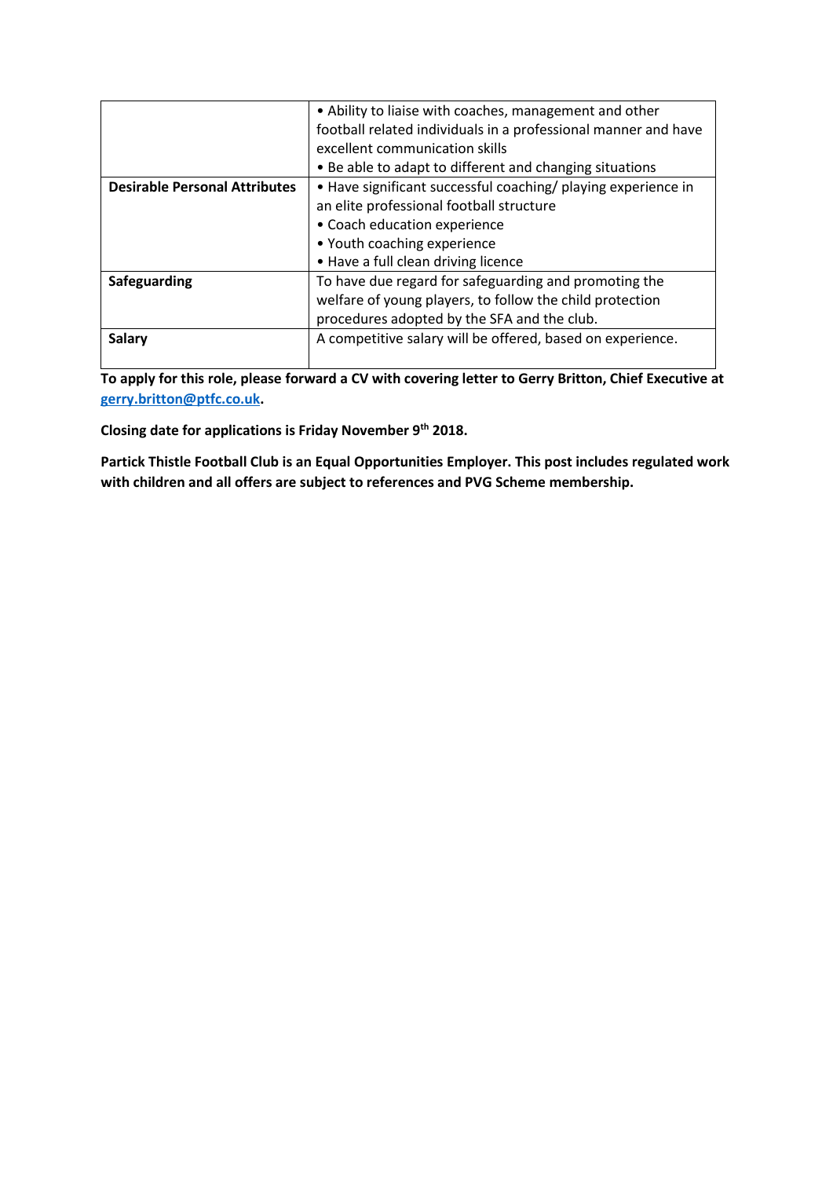| | |
|---|---|
| | • Ability to liaise with coaches, management and other football related individuals in a professional manner and have excellent communication skills<br>• Be able to adapt to different and changing situations |
| **Desirable Personal Attributes** | • Have significant successful coaching/ playing experience in an elite professional football structure<br>• Coach education experience<br>• Youth coaching experience<br>• Have a full clean driving licence |
| **Safeguarding** | To have due regard for safeguarding and promoting the welfare of young players, to follow the child protection procedures adopted by the SFA and the club. |
| **Salary** | A competitive salary will be offered, based on experience. |

**To apply for this role, please forward a CV with covering letter to Gerry Britton, Chief Executive at [gerry.britton@ptfc.co.uk](mailto:gerry.britton@ptfc.co.uk).**

**Closing date for applications is Friday November 9th 2018.**

**Partick Thistle Football Club is an Equal Opportunities Employer. This post includes regulated work with children and all offers are subject to references and PVG Scheme membership.**